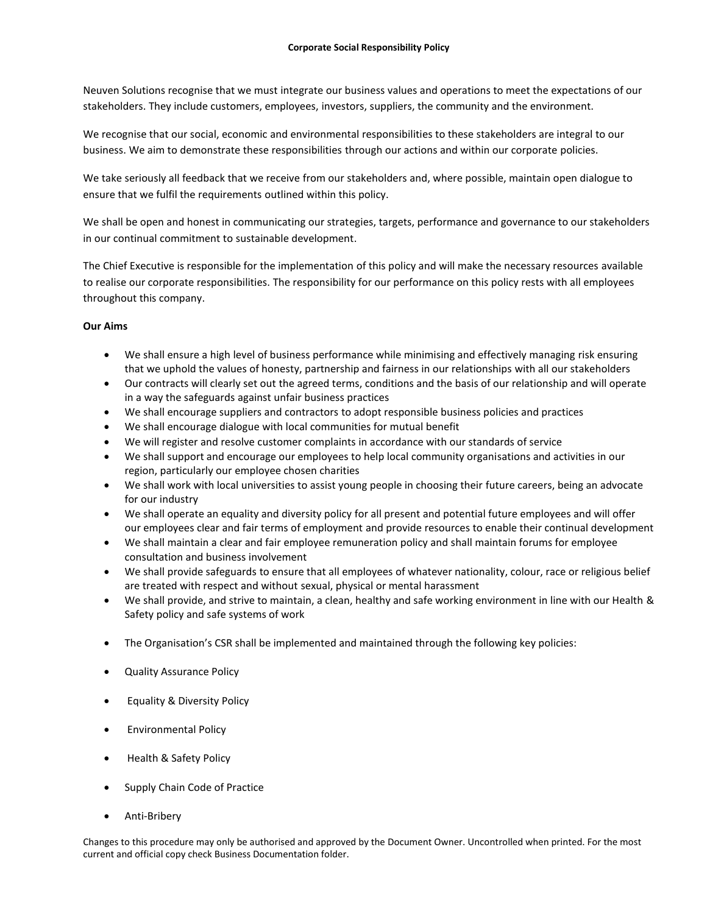# Corporate Social Responsibility Policy

Neuven Solutions recognise that we must integrate our business values and operations to meet the expectations of our stakeholders. They include customers, employees, investors, suppliers, the community and the environment.

We recognise that our social, economic and environmental responsibilities to these stakeholders are integral to our business. We aim to demonstrate these responsibilities through our actions and within our corporate policies.

We take seriously all feedback that we receive from our stakeholders and, where possible, maintain open dialogue to ensure that we fulfil the requirements outlined within this policy.

We shall be open and honest in communicating our strategies, targets, performance and governance to our stakeholders in our continual commitment to sustainable development.

The Chief Executive is responsible for the implementation of this policy and will make the necessary resources available to realise our corporate responsibilities. The responsibility for our performance on this policy rests with all employees throughout this company.

**Our Aims**

- We shall ensure a high level of business performance while minimising and effectively managing risk ensuring that we uphold the values of honesty, partnership and fairness in our relationships with all our stakeholders
- Our contracts will clearly set out the agreed terms, conditions and the basis of our relationship and will operate in a way the safeguards against unfair business practices
- We shall encourage suppliers and contractors to adopt responsible business policies and practices
- We shall encourage dialogue with local communities for mutual benefit
- We will register and resolve customer complaints in accordance with our standards of service
- We shall support and encourage our employees to help local community organisations and activities in our region, particularly our employee chosen charities
- We shall work with local universities to assist young people in choosing their future careers, being an advocate for our industry
- We shall operate an equality and diversity policy for all present and potential future employees and will offer our employees clear and fair terms of employment and provide resources to enable their continual development
- We shall maintain a clear and fair employee remuneration policy and shall maintain forums for employee consultation and business involvement
- We shall provide safeguards to ensure that all employees of whatever nationality, colour, race or religious belief are treated with respect and without sexual, physical or mental harassment
- We shall provide, and strive to maintain, a clean, healthy and safe working environment in line with our Health & Safety policy and safe systems of work

- The Organisation's CSR shall be implemented and maintained through the following key policies:

- Quality Assurance Policy

- Equality & Diversity Policy

- Environmental Policy

- Health & Safety Policy

- Supply Chain Code of Practice

- Anti-Bribery

Changes to this procedure may only be authorised and approved by the Document Owner. Uncontrolled when printed. For the most current and official copy check Business Documentation folder.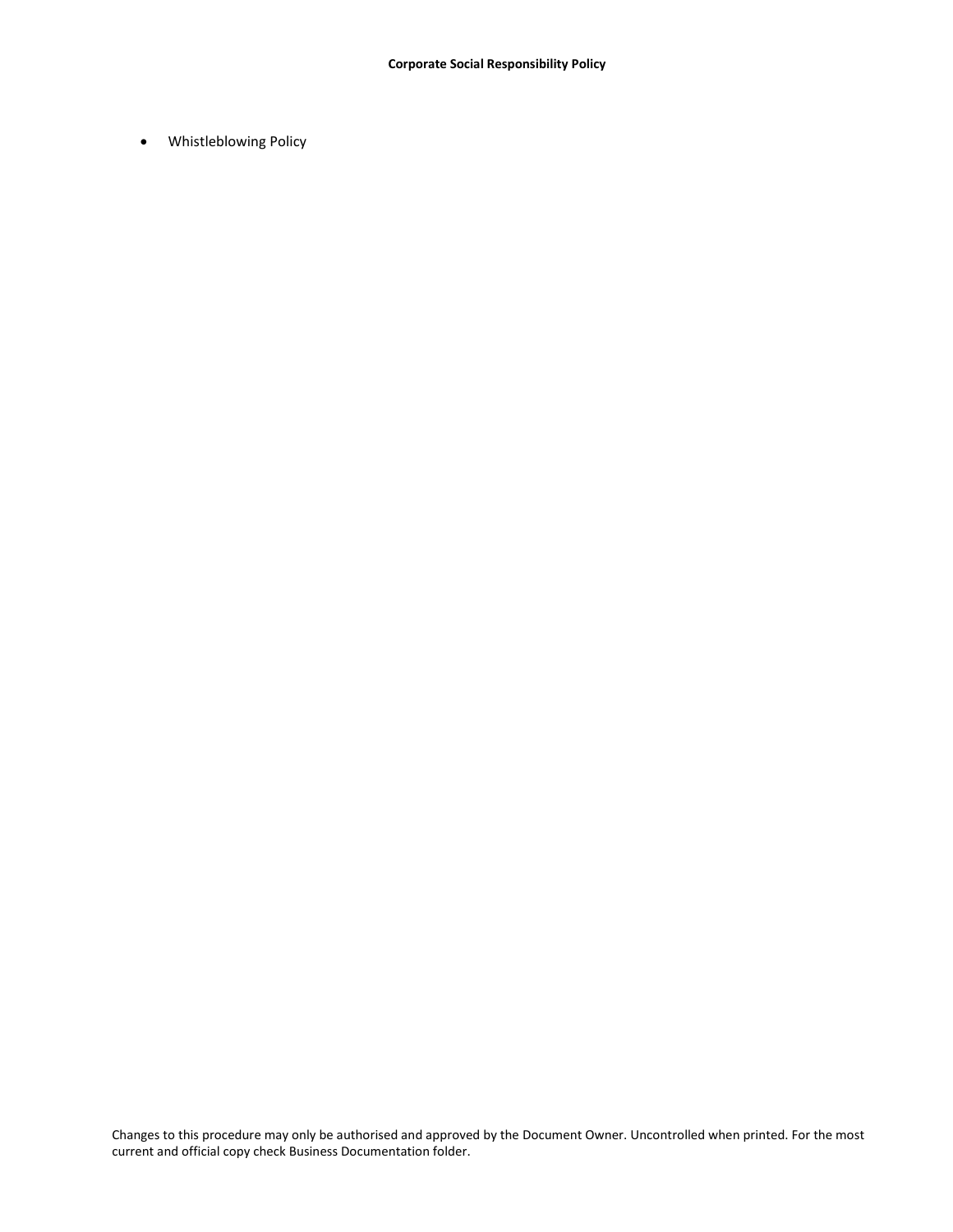- Whistleblowing Policy